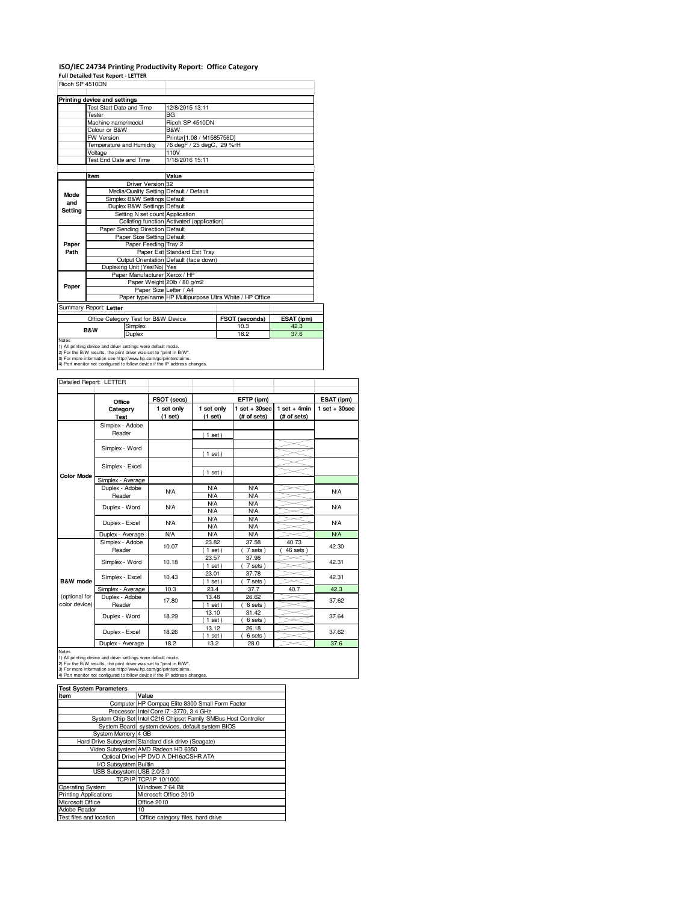# ISO/IEC 24734 Printing Productivity Report: Office Category

**Full Detailed Test Report - LETTER**

Ricoh SP 4510DN

| Printing device and settings | |
|---|---|
| Test Start Date and Time | 12/8/2015 13:11 |
| Tester | BG |
| Machine name/model | Ricoh SP 4510DN |
| Colour or B&W | B&W |
| FW Version | Printer[1.08 / M1585756D] |
| Temperature and Humidity | 76 degF / 25 degC, 29 %rH |
| Voltage | 110V |
| Test End Date and Time | 1/18/2016 15:11 |

| | Item | Value |
|---|---|---|
| Mode and Setting | Driver Version | 32 |
| | Media/Quality Setting | Default / Default |
| | Simplex B&W Settings | Default |
| | Duplex B&W Settings | Default |
| | Setting N set count | Application |
| | Collating function | Activated (application) |
| Paper Path | Paper Sending Direction | Default |
| | Paper Size Setting | Default |
| | Paper Feeding | Tray 2 |
| | Paper Exit | Standard Exit Tray |
| | Output Orientation | Default (face down) |
| | Duplexing Unit (Yes/No) | Yes |
| Paper | Paper Manufacturer | Xerox / HP |
| | Paper Weight | 20lb / 80 g/m2 |
| | Paper Size | Letter / A4 |
| | Paper type/name | HP Multipurpose Ultra White / HP Office |

Summary Report: **Letter**

| Office Category Test for B&W Device | | FSOT (seconds) | ESAT (ipm) |
|---|---|---|---|
| B&W | Simplex | 10.3 | 42.3 |
| | Duplex | 18.2 | 37.6 |

Notes
1) All printing device and driver settings were default mode.
2) For the B/W results, the print driver was set to "print in B/W".
3) For more information see http://www.hp.com/go/printerclaims.
4) Port monitor not configured to follow device if the IP address changes.

Detailed Report: LETTER

| | Office Category Test | FSOT (secs) 1 set only (1 set) | EFTP (ipm) 1 set only (1 set) | EFTP (ipm) 1 set + 30sec (# of sets) | EFTP (ipm) 1 set + 4min (# of sets) | ESAT (ipm) 1 set + 30sec |
|---|---|---|---|---|---|---|
| Color Mode | Simplex - Adobe Reader | | ( 1 set ) | | | |
| | Simplex - Word | | ( 1 set ) | | | |
| | Simplex - Excel | | ( 1 set ) | | | |
| | Simplex - Average | | | | | |
| | Duplex - Adobe Reader | N/A | N/A / N/A | N/A / N/A | | N/A |
| | Duplex - Word | N/A | N/A / N/A | N/A / N/A | | N/A |
| | Duplex - Excel | N/A | N/A / N/A | N/A / N/A | | N/A |
| | Duplex - Average | N/A | N/A | N/A | | N/A |
| B&W mode (optional for color device) | Simplex - Adobe Reader | 10.07 | 23.82 ( 1 set ) | 37.58 ( 7 sets ) | 40.73 ( 46 sets ) | 42.30 |
| | Simplex - Word | 10.18 | 23.57 ( 1 set ) | 37.98 ( 7 sets ) | | 42.31 |
| | Simplex - Excel | 10.43 | 23.01 ( 1 set ) | 37.78 ( 7 sets ) | | 42.31 |
| | Simplex - Average | 10.3 | 23.4 | 37.7 | 40.7 | 42.3 |
| | Duplex - Adobe Reader | 17.80 | 13.48 ( 1 set ) | 26.62 ( 6 sets ) | | 37.62 |
| | Duplex - Word | 18.29 | 13.10 ( 1 set ) | 31.42 ( 6 sets ) | | 37.64 |
| | Duplex - Excel | 18.26 | 13.12 ( 1 set ) | 26.18 ( 6 sets ) | | 37.62 |
| | Duplex - Average | 18.2 | 13.2 | 28.0 | | 37.6 |

Notes
1) All printing device and driver settings were default mode.
2) For the B/W results, the print driver was set to "print in B/W".
3) For more information see http://www.hp.com/go/printerclaims.
4) Port monitor not configured to follow device if the IP address changes.

| Test System Parameters | |
|---|---|
| **Item** | **Value** |
| Computer | HP Compaq Elite 8300 Small Form Factor |
| Processor | Intel Core i7 -3770, 3.4 GHz |
| System Chip Set | Intel C216 Chipset Family SMBus Host Controller |
| System Board | system devices, default system BIOS |
| System Memory | 4 GB |
| Hard Drive Subsystem | Standard disk drive (Seagate) |
| Video Subsystem | AMD Radeon HD 6350 |
| Optical Drive | HP DVD A DH16aCSHR ATA |
| I/O Subsystem | Builtin |
| USB Subsystem | USB 2.0/3.0 |
| TCP/IP | TCP/IP 10/1000 |
| Operating System | Windows 7 64 Bit |
| Printing Applications | Microsoft Office 2010 |
| Microsoft Office | Office 2010 |
| Adobe Reader | 10 |
| Test files and location | Office category files, hard drive |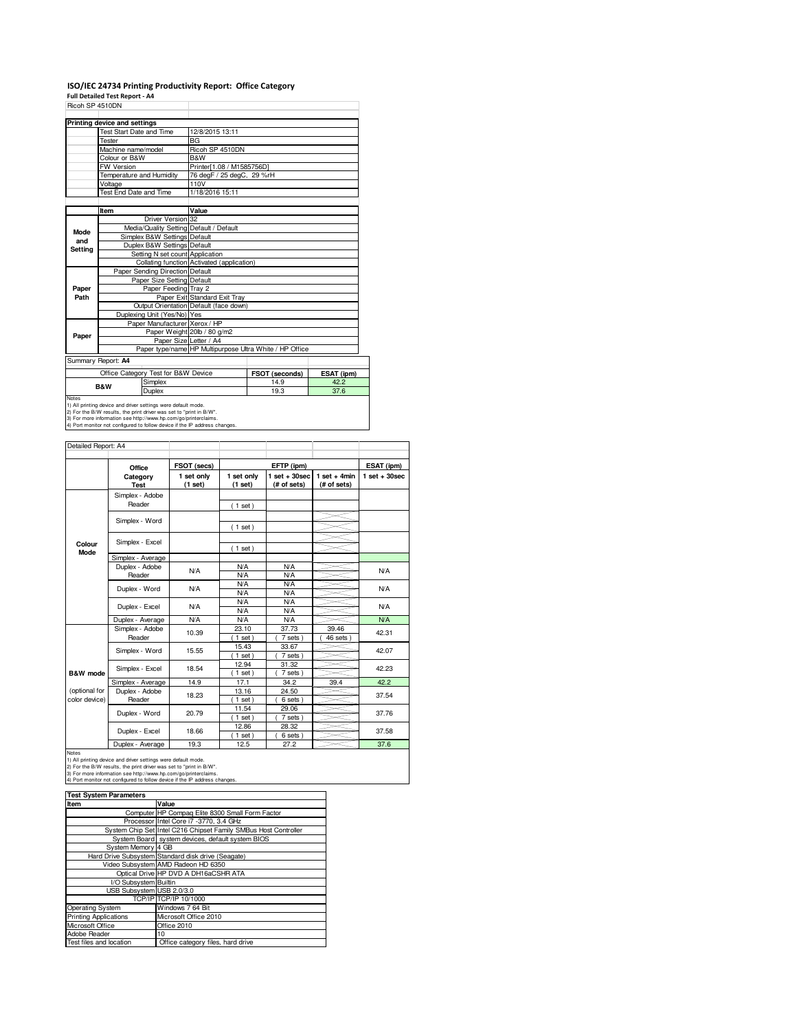# ISO/IEC 24734 Printing Productivity Report: Office Category

**Full Detailed Test Report - A4**

Ricoh SP 4510DN

| Printing device and settings | |
|---|---|
| Test Start Date and Time | 12/8/2015 13:11 |
| Tester | BG |
| Machine name/model | Ricoh SP 4510DN |
| Colour or B&W | B&W |
| FW Version | Printer[1.08 / M1585756D] |
| Temperature and Humidity | 76 degF / 25 degC, 29 %rH |
| Voltage | 110V |
| Test End Date and Time | 1/18/2016 15:11 |

| | Item | Value |
|---|---|---|
| Mode and Setting | Driver Version | 32 |
| | Media/Quality Setting | Default / Default |
| | Simplex B&W Settings | Default |
| | Duplex B&W Settings | Default |
| | Setting N set count | Application |
| | Collating function | Activated (application) |
| Paper Path | Paper Sending Direction | Default |
| | Paper Size Setting | Default |
| | Paper Feeding | Tray 2 |
| | Paper Exit | Standard Exit Tray |
| | Output Orientation | Default (face down) |
| | Duplexing Unit (Yes/No) | Yes |
| Paper | Paper Manufacturer | Xerox / HP |
| | Paper Weight | 20lb / 80 g/m2 |
| | Paper Size | Letter / A4 |
| | Paper type/name | HP Multipurpose Ultra White / HP Office |

Summary Report: **A4**

| Office Category Test for B&W Device | | FSOT (seconds) | ESAT (ipm) |
|---|---|---|---|
| B&W | Simplex | 14.9 | 42.2 |
| | Duplex | 19.3 | 37.6 |

Notes
1) All printing device and driver settings were default mode.
2) For the B/W results, the print driver was set to "print in B/W".
3) For more information see http://www.hp.com/go/printerclaims.
4) Port monitor not configured to follow device if the IP address changes.

Detailed Report: A4

| | Office Category Test | FSOT (secs) 1 set only (1 set) | EFTP (ipm) 1 set only (1 set) | EFTP (ipm) 1 set + 30sec (# of sets) | EFTP (ipm) 1 set + 4min (# of sets) | ESAT (ipm) 1 set + 30sec |
|---|---|---|---|---|---|---|
| Colour Mode | Simplex - Adobe Reader | | ( 1 set ) | | | |
| | Simplex - Word | | ( 1 set ) | | | |
| | Simplex - Excel | | ( 1 set ) | | | |
| | Simplex - Average | | | | | |
| | Duplex - Adobe Reader | N/A | N/A N/A | N/A N/A | | N/A |
| | Duplex - Word | N/A | N/A N/A | N/A N/A | | N/A |
| | Duplex - Excel | N/A | N/A N/A | N/A N/A | | N/A |
| | Duplex - Average | N/A | N/A | N/A | | N/A |
| B&W mode (optional for color device) | Simplex - Adobe Reader | 10.39 | 23.10 ( 1 set ) | 37.73 ( 7 sets ) | 39.46 ( 46 sets ) | 42.31 |
| | Simplex - Word | 15.55 | 15.43 ( 1 set ) | 33.67 ( 7 sets ) | | 42.07 |
| | Simplex - Excel | 18.54 | 12.94 ( 1 set ) | 31.32 ( 7 sets ) | | 42.23 |
| | Simplex - Average | 14.9 | 17.1 | 34.2 | 39.4 | 42.2 |
| | Duplex - Adobe Reader | 18.23 | 13.16 ( 1 set ) | 24.50 ( 6 sets ) | | 37.54 |
| | Duplex - Word | 20.79 | 11.54 ( 1 set ) | 29.06 ( 7 sets ) | | 37.76 |
| | Duplex - Excel | 18.66 | 12.86 ( 1 set ) | 28.32 ( 6 sets ) | | 37.58 |
| | Duplex - Average | 19.3 | 12.5 | 27.2 | | 37.6 |

Notes
1) All printing device and driver settings were default mode.
2) For the B/W results, the print driver was set to "print in B/W".
3) For more information see http://www.hp.com/go/printerclaims.
4) Port monitor not configured to follow device if the IP address changes.

| Test System Parameters | |
|---|---|
| **Item** | **Value** |
| Computer | HP Compaq Elite 8300 Small Form Factor |
| Processor | Intel Core i7 -3770, 3.4 GHz |
| System Chip Set | Intel C216 Chipset Family SMBus Host Controller |
| System Board | system devices, default system BIOS |
| System Memory | 4 GB |
| Hard Drive Subsystem | Standard disk drive (Seagate) |
| Video Subsystem | AMD Radeon HD 6350 |
| Optical Drive | HP DVD A DH16aCSHR ATA |
| I/O Subsystem | Builtin |
| USB Subsystem | USB 2.0/3.0 |
| TCP/IP | TCP/IP 10/1000 |
| Operating System | Windows 7 64 Bit |
| Printing Applications | Microsoft Office 2010 |
| Microsoft Office | Office 2010 |
| Adobe Reader | 10 |
| Test files and location | Office category files, hard drive |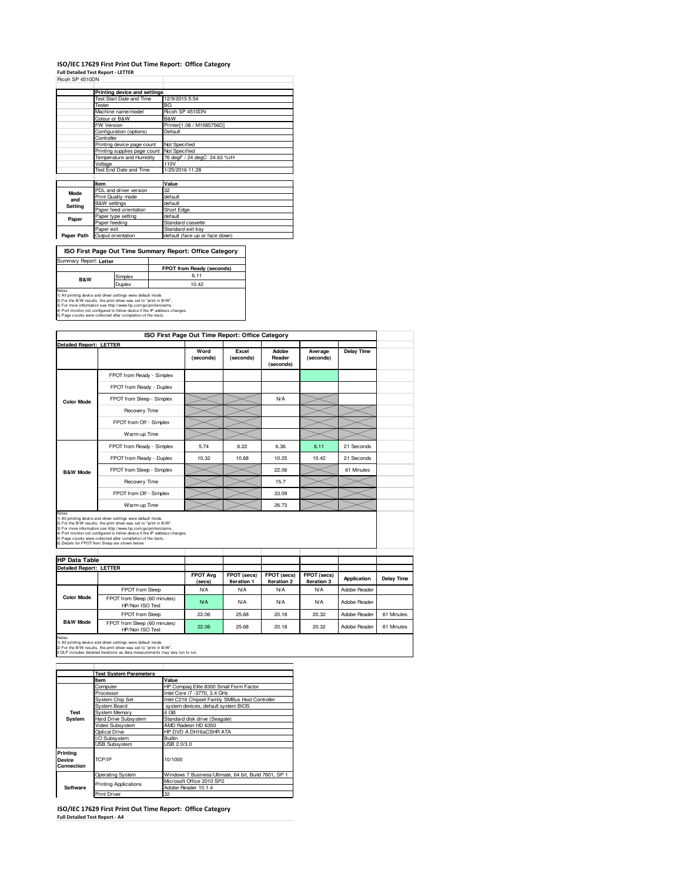# ISO/IEC 17629 First Print Out Time Report: Office Category

**Full Detailed Test Report - LETTER**

Ricoh SP 4510DN

| | | |
|---|---|---|
| | **Printing device and settings** | |
| | Test Start Date and Time | 12/9/2015 5:54 |
| | Tester | BG |
| | Machine name/model | Ricoh SP 4510DN |
| | Colour or B&W | B&W |
| | FW Version | Printer[1.08 / M1585756D] |
| | Configuration (options) | Default |
| | Controller | |
| | Printing device page count | Not Specified |
| | Printing supplies page count | Not Specified |
| | Temperature and Humidity | 76 degF / 24 degC 24.63 %rH |
| | Voltage | 110V |
| | Test End Date and Time | 1/25/2016 11:28 |
| | | |
| | **Item** | **Value** |
| Mode and Setting | PDL and driver version | 32 |
| | Print Quality mode | default |
| | B&W settings | default |
| | Paper feed orientation | Short Edge |
| Paper | Paper type setting | default |
| | Paper feeding | Standard cassette |
| | Paper exit | Standard exit tray |
| Paper Path | Output orientation | default (face up or face down) |

## ISO First Page Out Time Summary Report: Office Category

| Summary Report: **Letter** | | |
|---|---|---|
| | | **FPOT from Ready (seconds)** |
| **B&W** | Simplex | 6.11 |
| | Duplex | 10.42 |

Notes
1) All printing device and driver settings were default mode.
2) For the B/W results, the print driver was set to "print in B/W".
3) For more information see http://www.hp.com/go/printerclaims.
4) Port monitor not configured to follow device if the IP address changes.
5) Page counts were collected after completion of the tests.

## ISO First Page Out Time Report: Office Category

| Detailed Report: LETTER | | Word (seconds) | Excel (seconds) | Adobe Reader (seconds) | Average (seconds) | Delay Time |
|---|---|---|---|---|---|---|
| **Color Mode** | FPOT from Ready - Simplex | | | | | |
| | FPOT from Ready - Duplex | | | | | |
| | FPOT from Sleep - Simplex | | | N/A | | |
| | Recovery Time | | | | | |
| | FPOT from Off - Simplex | | | | | |
| | Warm-up Time | | | | | |
| **B&W Mode** | FPOT from Ready - Simplex | 5.74 | 6.22 | 6.36 | 6.11 | 21 Seconds |
| | FPOT from Ready - Duplex | 10.32 | 10.68 | 10.25 | 10.42 | 21 Seconds |
| | FPOT from Sleep - Simplex | | | 22.06 | | 61 Minutes |
| | Recovery Time | | | 15.7 | | |
| | FPOT from Off - Simplex | | | 33.09 | | |
| | Warm-up Time | | | 26.73 | | |

Notes
1) All printing device and driver settings were default mode.
2) For the B/W results, the print driver was set to "print in B/W".
3) For more information see http://www.hp.com/go/printerclaims.
4) Port monitor not configured to follow device if the IP address changes.
5) Page counts were collected after completion of the tests.
6) Details for FPOT from Sleep are shown below.

## HP Data Table

| Detailed Report: LETTER | | FPOT Avg (secs) | FPOT (secs) Iteration 1 | FPOT (secs) Iteration 2 | FPOT (secs) Iteration 3 | Application | Delay Time |
|---|---|---|---|---|---|---|---|
| **Color Mode** | FPOT from Sleep | N/A | N/A | N/A | N/A | Adobe Reader | |
| | FPOT from Sleep (60 minutes) HP/Non ISO Test | N/A | N/A | N/A | N/A | Adobe Reader | |
| **B&W Mode** | FPOT from Sleep | 22.06 | 25.68 | 20.18 | 20.32 | Adobe Reader | 61 Minutes |
| | FPOT from Sleep (60 minutes) HP/Non ISO Test | 22.06 | 25.68 | 20.18 | 20.32 | Adobe Reader | 61 Minutes |

Notes
1) All printing device and driver settings were default mode.
2) For the B/W results, the print driver was set to "print in B/W".
3 DLP includes detailed iterations as data measurements may vary run to run.

| | | |
|---|---|---|
| | **Test System Parameters** | |
| | **Item** | **Value** |
| **Test System** | Computer | HP Compaq Elite 8300 Small Form Factor |
| | Processor | Intel Core i7 -3770, 3.4 GHz |
| | System Chip Set | Intel C216 Chipset Family SMBus Host Controller |
| | System Board | system devices, default system BIOS |
| | System Memory | 4 GB |
| | Hard Drive Subsystem | Standard disk drive (Seagate) |
| | Video Subsystem | AMD Radeon HD 6350 |
| | Optical Drive | HP DVD A DH16aCSHR ATA |
| | I/O Subsystem | Builtin |
| | USB Subsystem | USB 2.0/3.0 |
| **Printing Device Connection** | TCP/IP | 10/1000 |
| **Software** | Operating System | Windows 7 Business/Ultimate, 64 bit, Build 7601, SP 1 |
| | Printing Applications | Microsoft Office 2010 SP2<br>Adobe Reader 10.1.4 |
| | Print Driver | 32 |

# ISO/IEC 17629 First Print Out Time Report: Office Category

**Full Detailed Test Report - A4**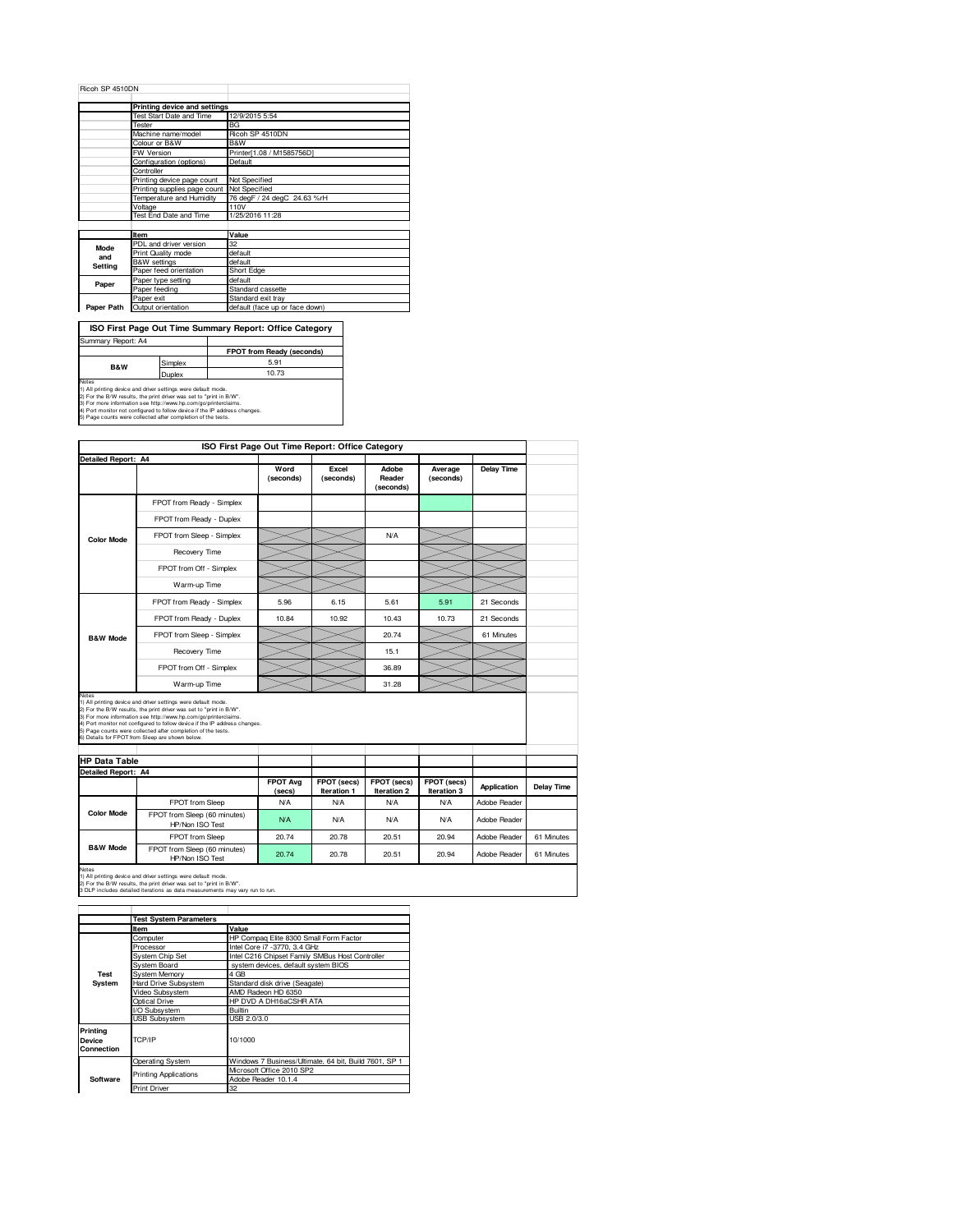Ricoh SP 4510DN

| | | |
|---|---|---|
| | **Printing device and settings** | |
| | Test Start Date and Time | 12/9/2015 5:54 |
| | Tester | BG |
| | Machine name/model | Ricoh SP 4510DN |
| | Colour or B&W | B&W |
| | FW Version | Printer[1.08 / M1585756D] |
| | Configuration (options) | Default |
| | Controller | |
| | Printing device page count | Not Specified |
| | Printing supplies page count | Not Specified |
| | Temperature and Humidity | 76 degF / 24 degC 24.63 %rH |
| | Voltage | 110V |
| | Test End Date and Time | 1/25/2016 11:28 |
| | | |
| | **Item** | **Value** |
| Mode and Setting | PDL and driver version | 32 |
| | Print Quality mode | default |
| | B&W settings | default |
| | Paper feed orientation | Short Edge |
| Paper | Paper type setting | default |
| | Paper feeding | Standard cassette |
| | Paper exit | Standard exit tray |
| Paper Path | Output orientation | default (face up or face down) |

**ISO First Page Out Time Summary Report: Office Category**

Summary Report: A4

| | | FPOT from Ready (seconds) |
|---|---|---|
| B&W | Simplex | 5.91 |
| | Duplex | 10.73 |

Notes
1) All printing device and driver settings were default mode.
2) For the B/W results, the print driver was set to "print in B/W".
3) For more information see http://www.hp.com/go/printerclaims.
4) Port monitor not configured to follow device if the IP address changes.
5) Page counts were collected after completion of the tests.

**ISO First Page Out Time Report: Office Category**

Detailed Report: A4

| | | Word (seconds) | Excel (seconds) | Adobe Reader (seconds) | Average (seconds) | Delay Time |
|---|---|---|---|---|---|---|
| Color Mode | FPOT from Ready - Simplex | | | | | |
| | FPOT from Ready - Duplex | | | | | |
| | FPOT from Sleep - Simplex | | | N/A | | |
| | Recovery Time | | | | | |
| | FPOT from Off - Simplex | | | | | |
| | Warm-up Time | | | | | |
| B&W Mode | FPOT from Ready - Simplex | 5.96 | 6.15 | 5.61 | 5.91 | 21 Seconds |
| | FPOT from Ready - Duplex | 10.84 | 10.92 | 10.43 | 10.73 | 21 Seconds |
| | FPOT from Sleep - Simplex | | | 20.74 | | 61 Minutes |
| | Recovery Time | | | 15.1 | | |
| | FPOT from Off - Simplex | | | 36.89 | | |
| | Warm-up Time | | | 31.28 | | |

Notes
1) All printing device and driver settings were default mode.
2) For the B/W results, the print driver was set to "print in B/W".
3) For more information see http://www.hp.com/go/printerclaims.
4) Port monitor not configured to follow device if the IP address changes.
5) Page counts were collected after completion of the tests.
6) Details for FPOT from Sleep are shown below.

**HP Data Table**

Detailed Report: A4

| | | FPOT Avg (secs) | FPOT (secs) Iteration 1 | FPOT (secs) Iteration 2 | FPOT (secs) Iteration 3 | Application | Delay Time |
|---|---|---|---|---|---|---|---|
| Color Mode | FPOT from Sleep | N/A | N/A | N/A | N/A | Adobe Reader | |
| | FPOT from Sleep (60 minutes) HP/Non ISO Test | N/A | N/A | N/A | N/A | Adobe Reader | |
| B&W Mode | FPOT from Sleep | 20.74 | 20.78 | 20.51 | 20.94 | Adobe Reader | 61 Minutes |
| | FPOT from Sleep (60 minutes) HP/Non ISO Test | 20.74 | 20.78 | 20.51 | 20.94 | Adobe Reader | 61 Minutes |

Notes
1) All printing device and driver settings were default mode.
2) For the B/W results, the print driver was set to "print in B/W".
3 DLP includes detailed iterations as data measurements may vary run to run.

| | | |
|---|---|---|
| | **Test System Parameters** | |
| | **Item** | **Value** |
| Test System | Computer | HP Compaq Elite 8300 Small Form Factor |
| | Processor | Intel Core i7 -3770, 3.4 GHz |
| | System Chip Set | Intel C216 Chipset Family SMBus Host Controller |
| | System Board | system devices, default system BIOS |
| | System Memory | 4 GB |
| | Hard Drive Subsystem | Standard disk drive (Seagate) |
| | Video Subsystem | AMD Radeon HD 6350 |
| | Optical Drive | HP DVD A DH16aCSHR ATA |
| | I/O Subsystem | Builtin |
| | USB Subsystem | USB 2.0/3.0 |
| Printing Device Connection | TCP/IP | 10/1000 |
| Software | Operating System | Windows 7 Business/Ultimate, 64 bit, Build 7601, SP 1 |
| | Printing Applications | Microsoft Office 2010 SP2 |
| | | Adobe Reader 10.1.4 |
| | Print Driver | 32 |